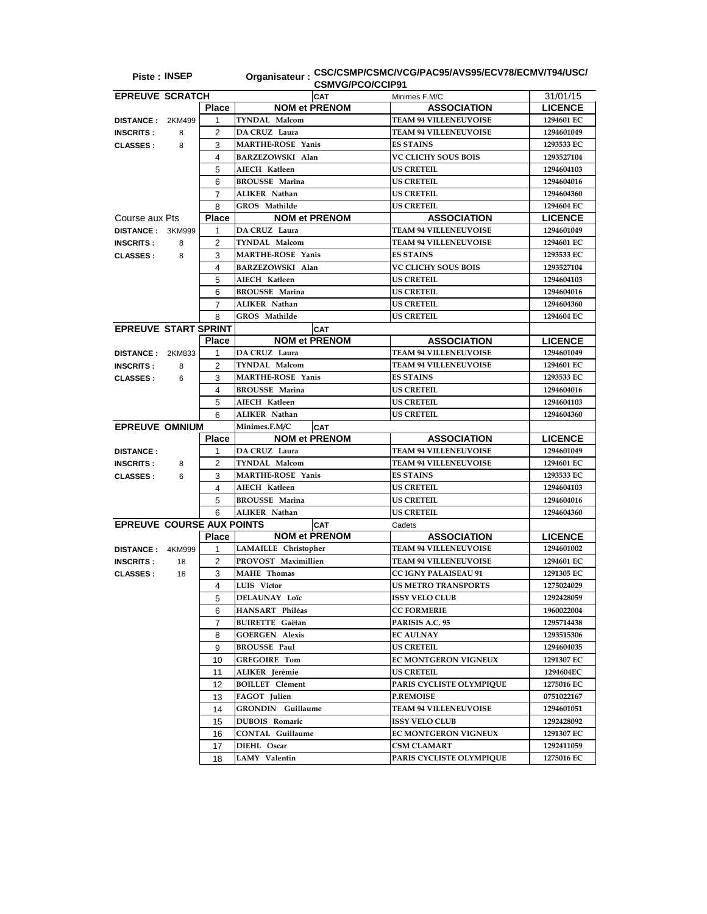**Piste : INSEP** **Organisateur : CSC/CSMP/CSMC/VCG/PAC95/AVS95/ECV78/ECMV/T94/USC/CSMVG/PCO/CCIP91**

## EPREUVE SCRATCH

CAT: Minimes F.M/C — 31/01/15

| | Place | NOM et PRENOM | ASSOCIATION | LICENCE |
|---|---|---|---|---|
| **DISTANCE :** 2KM499 | 1 | TYNDAL Malcom | TEAM 94 VILLENEUVOISE | 1294601 EC |
| **INSCRITS :** 8 | 2 | DA CRUZ Laura | TEAM 94 VILLENEUVOISE | 1294601049 |
| **CLASSES :** 8 | 3 | MARTHE-ROSE Yanis | ES STAINS | 1293533 EC |
| | 4 | BARZEZOWSKI Alan | VC CLICHY SOUS BOIS | 1293527104 |
| | 5 | AIECH Katleen | US CRETEIL | 1294604103 |
| | 6 | BROUSSE Marina | US CRETEIL | 1294604016 |
| | 7 | ALIKER Nathan | US CRETEIL | 1294604360 |
| | 8 | GROS Mathilde | US CRETEIL | 1294604 EC |

## Course aux Pts

| | Place | NOM et PRENOM | ASSOCIATION | LICENCE |
|---|---|---|---|---|
| **DISTANCE :** 3KM999 | 1 | DA CRUZ Laura | TEAM 94 VILLENEUVOISE | 1294601049 |
| **INSCRITS :** 8 | 2 | TYNDAL Malcom | TEAM 94 VILLENEUVOISE | 1294601 EC |
| **CLASSES :** 8 | 3 | MARTHE-ROSE Yanis | ES STAINS | 1293533 EC |
| | 4 | BARZEZOWSKI Alan | VC CLICHY SOUS BOIS | 1293527104 |
| | 5 | AIECH Katleen | US CRETEIL | 1294604103 |
| | 6 | BROUSSE Marina | US CRETEIL | 1294604016 |
| | 7 | ALIKER Nathan | US CRETEIL | 1294604360 |
| | 8 | GROS Mathilde | US CRETEIL | 1294604 EC |

## EPREUVE START SPRINT

CAT:

| | Place | NOM et PRENOM | ASSOCIATION | LICENCE |
|---|---|---|---|---|
| **DISTANCE :** 2KM833 | 1 | DA CRUZ Laura | TEAM 94 VILLENEUVOISE | 1294601049 |
| **INSCRITS :** 8 | 2 | TYNDAL Malcom | TEAM 94 VILLENEUVOISE | 1294601 EC |
| **CLASSES :** 6 | 3 | MARTHE-ROSE Yanis | ES STAINS | 1293533 EC |
| | 4 | BROUSSE Marina | US CRETEIL | 1294604016 |
| | 5 | AIECH Katleen | US CRETEIL | 1294604103 |
| | 6 | ALIKER Nathan | US CRETEIL | 1294604360 |

## EPREUVE OMNIUM

Minimes.F.M/C — CAT

| | Place | NOM et PRENOM | ASSOCIATION | LICENCE |
|---|---|---|---|---|
| **DISTANCE :** | 1 | DA CRUZ Laura | TEAM 94 VILLENEUVOISE | 1294601049 |
| **INSCRITS :** 8 | 2 | TYNDAL Malcom | TEAM 94 VILLENEUVOISE | 1294601 EC |
| **CLASSES :** 6 | 3 | MARTHE-ROSE Yanis | ES STAINS | 1293533 EC |
| | 4 | AIECH Katleen | US CRETEIL | 1294604103 |
| | 5 | BROUSSE Marina | US CRETEIL | 1294604016 |
| | 6 | ALIKER Nathan | US CRETEIL | 1294604360 |

## EPREUVE COURSE AUX POINTS

CAT: Cadets

| | Place | NOM et PRENOM | ASSOCIATION | LICENCE |
|---|---|---|---|---|
| **DISTANCE :** 4KM999 | 1 | LAMAILLE Christopher | TEAM 94 VILLENEUVOISE | 1294601002 |
| **INSCRITS :** 18 | 2 | PROVOST Maximillien | TEAM 94 VILLENEUVOISE | 1294601 EC |
| **CLASSES :** 18 | 3 | MAHE Thomas | CC IGNY PALAISEAU 91 | 1291305 EC |
| | 4 | LUIS Victor | US METRO TRANSPORTS | 1275024029 |
| | 5 | DELAUNAY Loïc | ISSY VELO CLUB | 1292428059 |
| | 6 | HANSART Philéas | CC FORMERIE | 1960022004 |
| | 7 | BUIRETTE Gaëtan | PARISIS A.C. 95 | 1295714438 |
| | 8 | GOERGEN Alexis | EC AULNAY | 1293515306 |
| | 9 | BROUSSE Paul | US CRETEIL | 1294604035 |
| | 10 | GREGOIRE Tom | EC MONTGERON VIGNEUX | 1291307 EC |
| | 11 | ALIKER Jérémie | US CRETEIL | 1294604EC |
| | 12 | BOILLET Clément | PARIS CYCLISTE OLYMPIQUE | 1275016 EC |
| | 13 | FAGOT Julien | P.REMOISE | 0751022167 |
| | 14 | GRONDIN Guillaume | TEAM 94 VILLENEUVOISE | 1294601051 |
| | 15 | DUBOIS Romaric | ISSY VELO CLUB | 1292428092 |
| | 16 | CONTAL Guillaume | EC MONTGERON VIGNEUX | 1291307 EC |
| | 17 | DIEHL Oscar | CSM CLAMART | 1292411059 |
| | 18 | LAMY Valentin | PARIS CYCLISTE OLYMPIQUE | 1275016 EC |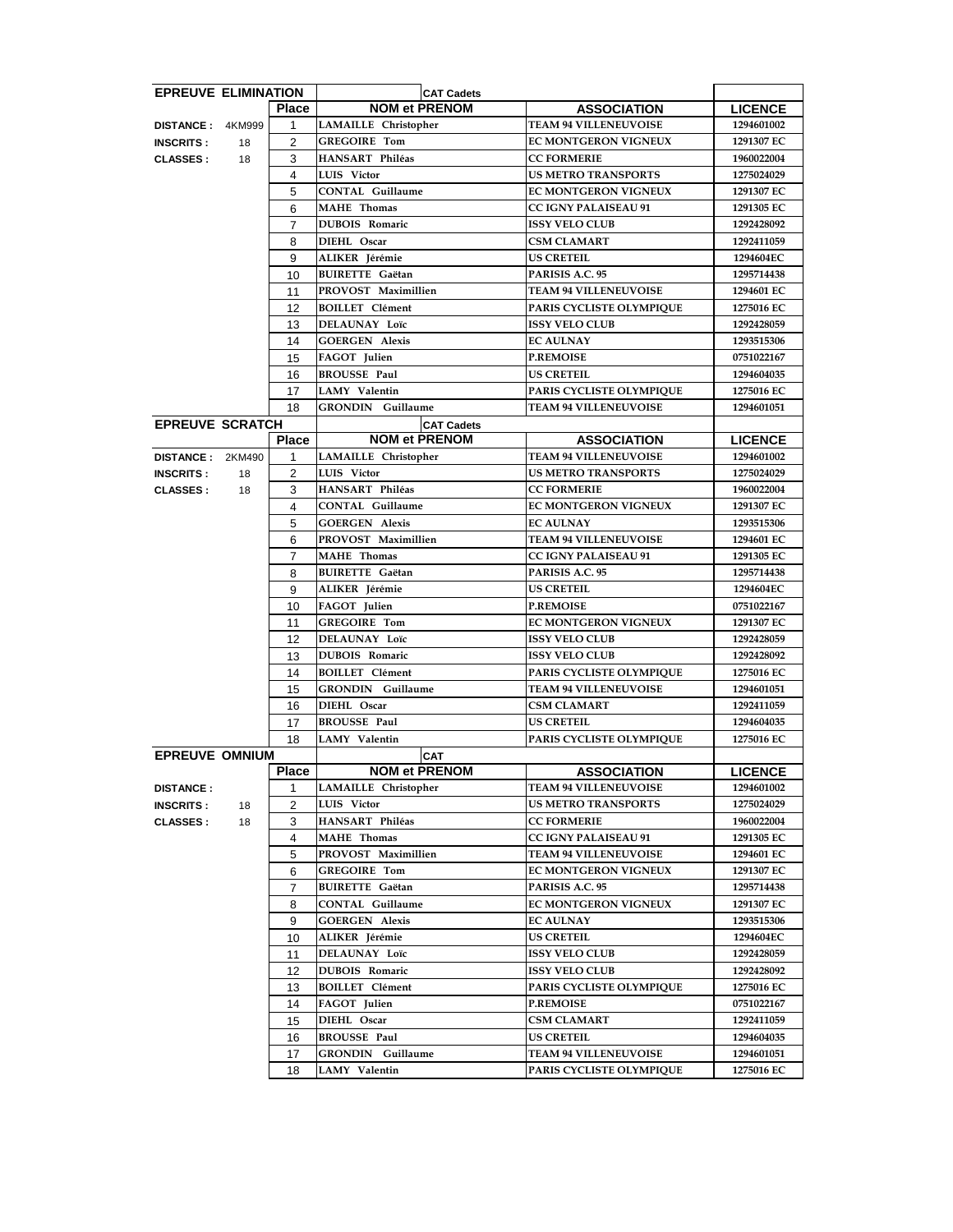## EPREUVE ELIMINATION

**CAT Cadets**

| | | Place | NOM et PRENOM | ASSOCIATION | LICENCE |
|---|---|---|---|---|---|
| **DISTANCE :** | 4KM999 | 1 | LAMAILLE Christopher | TEAM 94 VILLENEUVOISE | 1294601002 |
| **INSCRITS :** | 18 | 2 | GREGOIRE Tom | EC MONTGERON VIGNEUX | 1291307 EC |
| **CLASSES :** | 18 | 3 | HANSART Philéas | CC FORMERIE | 1960022004 |
| | | 4 | LUIS Victor | US METRO TRANSPORTS | 1275024029 |
| | | 5 | CONTAL Guillaume | EC MONTGERON VIGNEUX | 1291307 EC |
| | | 6 | MAHE Thomas | CC IGNY PALAISEAU 91 | 1291305 EC |
| | | 7 | DUBOIS Romaric | ISSY VELO CLUB | 1292428092 |
| | | 8 | DIEHL Oscar | CSM CLAMART | 1292411059 |
| | | 9 | ALIKER Jérémie | US CRETEIL | 1294604EC |
| | | 10 | BUIRETTE Gaëtan | PARISIS A.C. 95 | 1295714438 |
| | | 11 | PROVOST Maximillien | TEAM 94 VILLENEUVOISE | 1294601 EC |
| | | 12 | BOILLET Clément | PARIS CYCLISTE OLYMPIQUE | 1275016 EC |
| | | 13 | DELAUNAY Loïc | ISSY VELO CLUB | 1292428059 |
| | | 14 | GOERGEN Alexis | EC AULNAY | 1293515306 |
| | | 15 | FAGOT Julien | P.REMOISE | 0751022167 |
| | | 16 | BROUSSE Paul | US CRETEIL | 1294604035 |
| | | 17 | LAMY Valentin | PARIS CYCLISTE OLYMPIQUE | 1275016 EC |
| | | 18 | GRONDIN Guillaume | TEAM 94 VILLENEUVOISE | 1294601051 |

## EPREUVE SCRATCH

**CAT Cadets**

| | | Place | NOM et PRENOM | ASSOCIATION | LICENCE |
|---|---|---|---|---|---|
| **DISTANCE :** | 2KM490 | 1 | LAMAILLE Christopher | TEAM 94 VILLENEUVOISE | 1294601002 |
| **INSCRITS :** | 18 | 2 | LUIS Victor | US METRO TRANSPORTS | 1275024029 |
| **CLASSES :** | 18 | 3 | HANSART Philéas | CC FORMERIE | 1960022004 |
| | | 4 | CONTAL Guillaume | EC MONTGERON VIGNEUX | 1291307 EC |
| | | 5 | GOERGEN Alexis | EC AULNAY | 1293515306 |
| | | 6 | PROVOST Maximillien | TEAM 94 VILLENEUVOISE | 1294601 EC |
| | | 7 | MAHE Thomas | CC IGNY PALAISEAU 91 | 1291305 EC |
| | | 8 | BUIRETTE Gaëtan | PARISIS A.C. 95 | 1295714438 |
| | | 9 | ALIKER Jérémie | US CRETEIL | 1294604EC |
| | | 10 | FAGOT Julien | P.REMOISE | 0751022167 |
| | | 11 | GREGOIRE Tom | EC MONTGERON VIGNEUX | 1291307 EC |
| | | 12 | DELAUNAY Loïc | ISSY VELO CLUB | 1292428059 |
| | | 13 | DUBOIS Romaric | ISSY VELO CLUB | 1292428092 |
| | | 14 | BOILLET Clément | PARIS CYCLISTE OLYMPIQUE | 1275016 EC |
| | | 15 | GRONDIN Guillaume | TEAM 94 VILLENEUVOISE | 1294601051 |
| | | 16 | DIEHL Oscar | CSM CLAMART | 1292411059 |
| | | 17 | BROUSSE Paul | US CRETEIL | 1294604035 |
| | | 18 | LAMY Valentin | PARIS CYCLISTE OLYMPIQUE | 1275016 EC |

## EPREUVE OMNIUM

**CAT**

| | | Place | NOM et PRENOM | ASSOCIATION | LICENCE |
|---|---|---|---|---|---|
| **DISTANCE :** | | 1 | LAMAILLE Christopher | TEAM 94 VILLENEUVOISE | 1294601002 |
| **INSCRITS :** | 18 | 2 | LUIS Victor | US METRO TRANSPORTS | 1275024029 |
| **CLASSES :** | 18 | 3 | HANSART Philéas | CC FORMERIE | 1960022004 |
| | | 4 | MAHE Thomas | CC IGNY PALAISEAU 91 | 1291305 EC |
| | | 5 | PROVOST Maximillien | TEAM 94 VILLENEUVOISE | 1294601 EC |
| | | 6 | GREGOIRE Tom | EC MONTGERON VIGNEUX | 1291307 EC |
| | | 7 | BUIRETTE Gaëtan | PARISIS A.C. 95 | 1295714438 |
| | | 8 | CONTAL Guillaume | EC MONTGERON VIGNEUX | 1291307 EC |
| | | 9 | GOERGEN Alexis | EC AULNAY | 1293515306 |
| | | 10 | ALIKER Jérémie | US CRETEIL | 1294604EC |
| | | 11 | DELAUNAY Loïc | ISSY VELO CLUB | 1292428059 |
| | | 12 | DUBOIS Romaric | ISSY VELO CLUB | 1292428092 |
| | | 13 | BOILLET Clément | PARIS CYCLISTE OLYMPIQUE | 1275016 EC |
| | | 14 | FAGOT Julien | P.REMOISE | 0751022167 |
| | | 15 | DIEHL Oscar | CSM CLAMART | 1292411059 |
| | | 16 | BROUSSE Paul | US CRETEIL | 1294604035 |
| | | 17 | GRONDIN Guillaume | TEAM 94 VILLENEUVOISE | 1294601051 |
| | | 18 | LAMY Valentin | PARIS CYCLISTE OLYMPIQUE | 1275016 EC |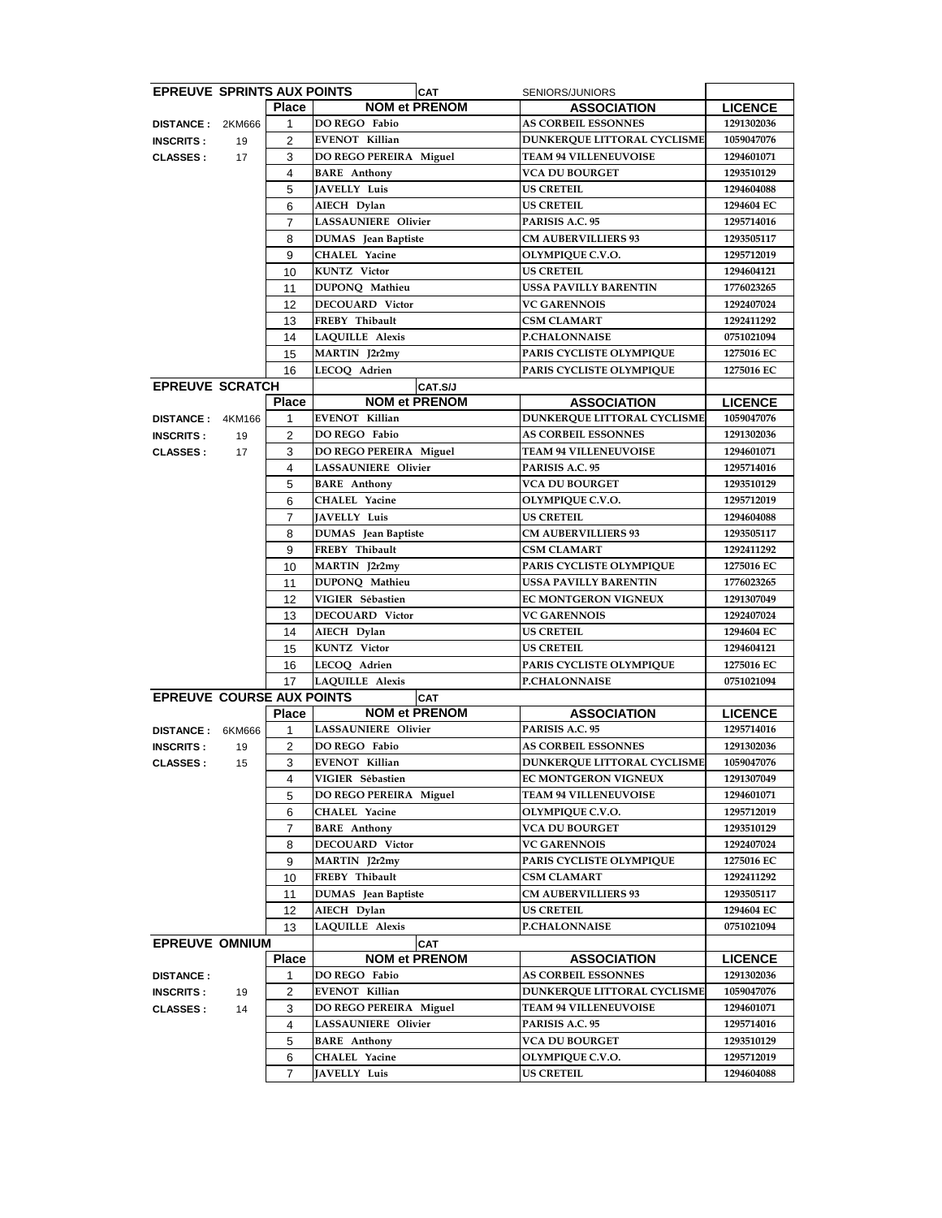## EPREUVE SPRINTS AUX POINTS

CAT SENIORS/JUNIORS

| | | Place | NOM et PRENOM | ASSOCIATION | LICENCE |
|---|---|---|---|---|---|
| DISTANCE : | 2KM666 | 1 | DO REGO Fabio | AS CORBEIL ESSONNES | 1291302036 |
| INSCRITS : | 19 | 2 | EVENOT Killian | DUNKERQUE LITTORAL CYCLISME | 1059047076 |
| CLASSES : | 17 | 3 | DO REGO PEREIRA Miguel | TEAM 94 VILLENEUVOISE | 1294601071 |
| | | 4 | BARE Anthony | VCA DU BOURGET | 1293510129 |
| | | 5 | JAVELLY Luis | US CRETEIL | 1294604088 |
| | | 6 | AIECH Dylan | US CRETEIL | 1294604 EC |
| | | 7 | LASSAUNIERE Olivier | PARISIS A.C. 95 | 1295714016 |
| | | 8 | DUMAS Jean Baptiste | CM AUBERVILLIERS 93 | 1293505117 |
| | | 9 | CHALEL Yacine | OLYMPIQUE C.V.O. | 1295712019 |
| | | 10 | KUNTZ Victor | US CRETEIL | 1294604121 |
| | | 11 | DUPONQ Mathieu | USSA PAVILLY BARENTIN | 1776023265 |
| | | 12 | DECOUARD Victor | VC GARENNOIS | 1292407024 |
| | | 13 | FREBY Thibault | CSM CLAMART | 1292411292 |
| | | 14 | LAQUILLE Alexis | P.CHALONNAISE | 0751021094 |
| | | 15 | MARTIN J2r2my | PARIS CYCLISTE OLYMPIQUE | 1275016 EC |
| | | 16 | LECOQ Adrien | PARIS CYCLISTE OLYMPIQUE | 1275016 EC |

## EPREUVE SCRATCH

CAT.S/J

| | | Place | NOM et PRENOM | ASSOCIATION | LICENCE |
|---|---|---|---|---|---|
| DISTANCE : | 4KM166 | 1 | EVENOT Killian | DUNKERQUE LITTORAL CYCLISME | 1059047076 |
| INSCRITS : | 19 | 2 | DO REGO Fabio | AS CORBEIL ESSONNES | 1291302036 |
| CLASSES : | 17 | 3 | DO REGO PEREIRA Miguel | TEAM 94 VILLENEUVOISE | 1294601071 |
| | | 4 | LASSAUNIERE Olivier | PARISIS A.C. 95 | 1295714016 |
| | | 5 | BARE Anthony | VCA DU BOURGET | 1293510129 |
| | | 6 | CHALEL Yacine | OLYMPIQUE C.V.O. | 1295712019 |
| | | 7 | JAVELLY Luis | US CRETEIL | 1294604088 |
| | | 8 | DUMAS Jean Baptiste | CM AUBERVILLIERS 93 | 1293505117 |
| | | 9 | FREBY Thibault | CSM CLAMART | 1292411292 |
| | | 10 | MARTIN J2r2my | PARIS CYCLISTE OLYMPIQUE | 1275016 EC |
| | | 11 | DUPONQ Mathieu | USSA PAVILLY BARENTIN | 1776023265 |
| | | 12 | VIGIER Sébastien | EC MONTGERON VIGNEUX | 1291307049 |
| | | 13 | DECOUARD Victor | VC GARENNOIS | 1292407024 |
| | | 14 | AIECH Dylan | US CRETEIL | 1294604 EC |
| | | 15 | KUNTZ Victor | US CRETEIL | 1294604121 |
| | | 16 | LECOQ Adrien | PARIS CYCLISTE OLYMPIQUE | 1275016 EC |
| | | 17 | LAQUILLE Alexis | P.CHALONNAISE | 0751021094 |

## EPREUVE COURSE AUX POINTS

CAT

| | | Place | NOM et PRENOM | ASSOCIATION | LICENCE |
|---|---|---|---|---|---|
| DISTANCE : | 6KM666 | 1 | LASSAUNIERE Olivier | PARISIS A.C. 95 | 1295714016 |
| INSCRITS : | 19 | 2 | DO REGO Fabio | AS CORBEIL ESSONNES | 1291302036 |
| CLASSES : | 15 | 3 | EVENOT Killian | DUNKERQUE LITTORAL CYCLISME | 1059047076 |
| | | 4 | VIGIER Sébastien | EC MONTGERON VIGNEUX | 1291307049 |
| | | 5 | DO REGO PEREIRA Miguel | TEAM 94 VILLENEUVOISE | 1294601071 |
| | | 6 | CHALEL Yacine | OLYMPIQUE C.V.O. | 1295712019 |
| | | 7 | BARE Anthony | VCA DU BOURGET | 1293510129 |
| | | 8 | DECOUARD Victor | VC GARENNOIS | 1292407024 |
| | | 9 | MARTIN J2r2my | PARIS CYCLISTE OLYMPIQUE | 1275016 EC |
| | | 10 | FREBY Thibault | CSM CLAMART | 1292411292 |
| | | 11 | DUMAS Jean Baptiste | CM AUBERVILLIERS 93 | 1293505117 |
| | | 12 | AIECH Dylan | US CRETEIL | 1294604 EC |
| | | 13 | LAQUILLE Alexis | P.CHALONNAISE | 0751021094 |

## EPREUVE OMNIUM

CAT

| | | Place | NOM et PRENOM | ASSOCIATION | LICENCE |
|---|---|---|---|---|---|
| DISTANCE : | | 1 | DO REGO Fabio | AS CORBEIL ESSONNES | 1291302036 |
| INSCRITS : | 19 | 2 | EVENOT Killian | DUNKERQUE LITTORAL CYCLISME | 1059047076 |
| CLASSES : | 14 | 3 | DO REGO PEREIRA Miguel | TEAM 94 VILLENEUVOISE | 1294601071 |
| | | 4 | LASSAUNIERE Olivier | PARISIS A.C. 95 | 1295714016 |
| | | 5 | BARE Anthony | VCA DU BOURGET | 1293510129 |
| | | 6 | CHALEL Yacine | OLYMPIQUE C.V.O. | 1295712019 |
| | | 7 | JAVELLY Luis | US CRETEIL | 1294604088 |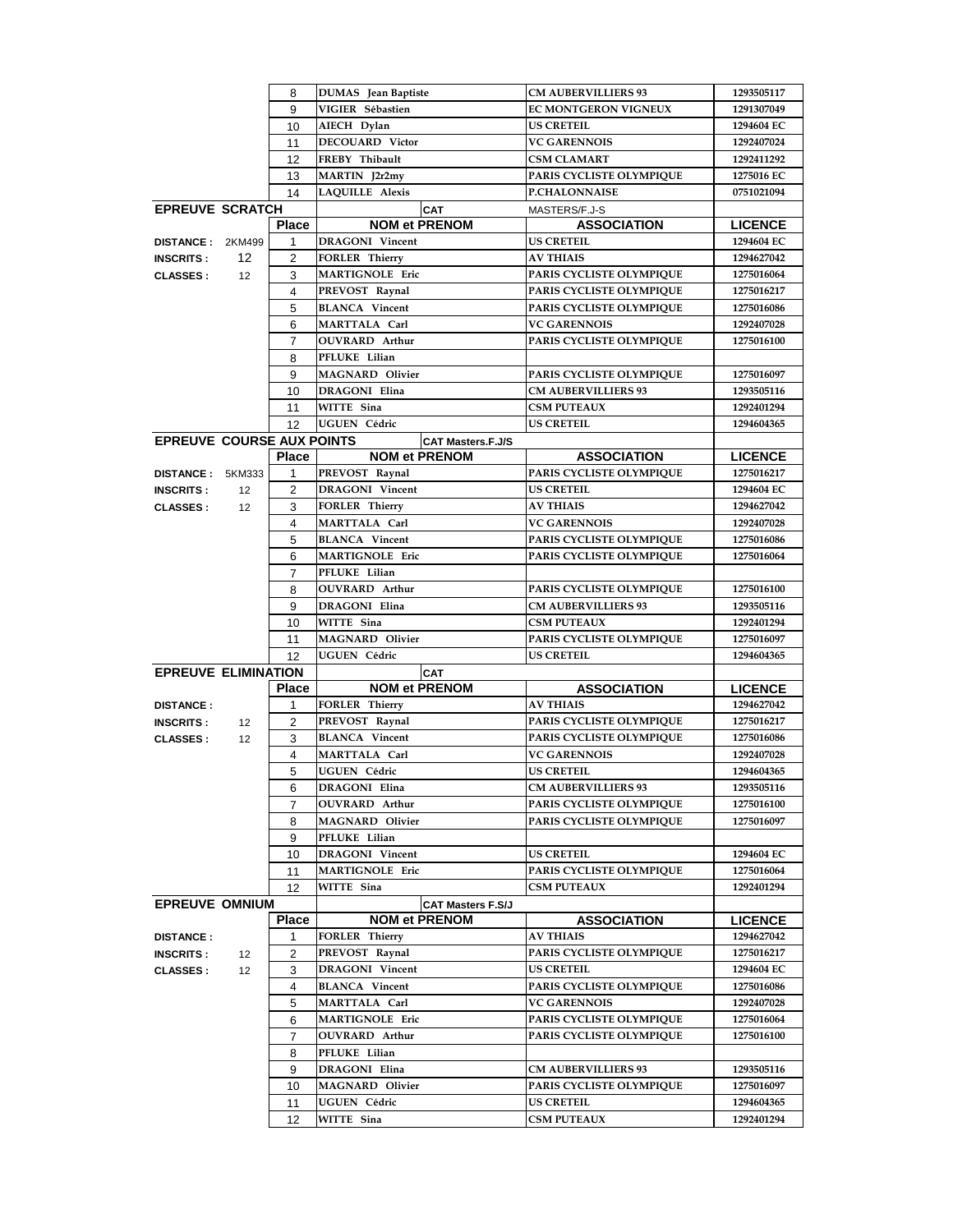| | | | | | |
|---|---|---|---|---|---|
| | | 8 | DUMAS Jean Baptiste | CM AUBERVILLIERS 93 | 1293505117 |
| | | 9 | VIGIER Sébastien | EC MONTGERON VIGNEUX | 1291307049 |
| | | 10 | AIECH Dylan | US CRETEIL | 1294604 EC |
| | | 11 | DECOUARD Victor | VC GARENNOIS | 1292407024 |
| | | 12 | FREBY Thibault | CSM CLAMART | 1292411292 |
| | | 13 | MARTIN J2r2my | PARIS CYCLISTE OLYMPIQUE | 1275016 EC |
| | | 14 | LAQUILLE Alexis | P.CHALONNAISE | 0751021094 |

## EPREUVE SCRATCH

CAT MASTERS/F.J-S

| | | Place | NOM et PRENOM | ASSOCIATION | LICENCE |
|---|---|---|---|---|---|
| DISTANCE : | 2KM499 | 1 | DRAGONI Vincent | US CRETEIL | 1294604 EC |
| INSCRITS : | 12 | 2 | FORLER Thierry | AV THIAIS | 1294627042 |
| CLASSES : | 12 | 3 | MARTIGNOLE Eric | PARIS CYCLISTE OLYMPIQUE | 1275016064 |
| | | 4 | PREVOST Raynal | PARIS CYCLISTE OLYMPIQUE | 1275016217 |
| | | 5 | BLANCA Vincent | PARIS CYCLISTE OLYMPIQUE | 1275016086 |
| | | 6 | MARTTALA Carl | VC GARENNOIS | 1292407028 |
| | | 7 | OUVRARD Arthur | PARIS CYCLISTE OLYMPIQUE | 1275016100 |
| | | 8 | PFLUKE Lilian | | |
| | | 9 | MAGNARD Olivier | PARIS CYCLISTE OLYMPIQUE | 1275016097 |
| | | 10 | DRAGONI Elina | CM AUBERVILLIERS 93 | 1293505116 |
| | | 11 | WITTE Sina | CSM PUTEAUX | 1292401294 |
| | | 12 | UGUEN Cédric | US CRETEIL | 1294604365 |

## EPREUVE COURSE AUX POINTS

CAT Masters.F.J/S

| | | Place | NOM et PRENOM | ASSOCIATION | LICENCE |
|---|---|---|---|---|---|
| DISTANCE : | 5KM333 | 1 | PREVOST Raynal | PARIS CYCLISTE OLYMPIQUE | 1275016217 |
| INSCRITS : | 12 | 2 | DRAGONI Vincent | US CRETEIL | 1294604 EC |
| CLASSES : | 12 | 3 | FORLER Thierry | AV THIAIS | 1294627042 |
| | | 4 | MARTTALA Carl | VC GARENNOIS | 1292407028 |
| | | 5 | BLANCA Vincent | PARIS CYCLISTE OLYMPIQUE | 1275016086 |
| | | 6 | MARTIGNOLE Eric | PARIS CYCLISTE OLYMPIQUE | 1275016064 |
| | | 7 | PFLUKE Lilian | | |
| | | 8 | OUVRARD Arthur | PARIS CYCLISTE OLYMPIQUE | 1275016100 |
| | | 9 | DRAGONI Elina | CM AUBERVILLIERS 93 | 1293505116 |
| | | 10 | WITTE Sina | CSM PUTEAUX | 1292401294 |
| | | 11 | MAGNARD Olivier | PARIS CYCLISTE OLYMPIQUE | 1275016097 |
| | | 12 | UGUEN Cédric | US CRETEIL | 1294604365 |

## EPREUVE ELIMINATION

CAT

| | | Place | NOM et PRENOM | ASSOCIATION | LICENCE |
|---|---|---|---|---|---|
| DISTANCE : | | 1 | FORLER Thierry | AV THIAIS | 1294627042 |
| INSCRITS : | 12 | 2 | PREVOST Raynal | PARIS CYCLISTE OLYMPIQUE | 1275016217 |
| CLASSES : | 12 | 3 | BLANCA Vincent | PARIS CYCLISTE OLYMPIQUE | 1275016086 |
| | | 4 | MARTTALA Carl | VC GARENNOIS | 1292407028 |
| | | 5 | UGUEN Cédric | US CRETEIL | 1294604365 |
| | | 6 | DRAGONI Elina | CM AUBERVILLIERS 93 | 1293505116 |
| | | 7 | OUVRARD Arthur | PARIS CYCLISTE OLYMPIQUE | 1275016100 |
| | | 8 | MAGNARD Olivier | PARIS CYCLISTE OLYMPIQUE | 1275016097 |
| | | 9 | PFLUKE Lilian | | |
| | | 10 | DRAGONI Vincent | US CRETEIL | 1294604 EC |
| | | 11 | MARTIGNOLE Eric | PARIS CYCLISTE OLYMPIQUE | 1275016064 |
| | | 12 | WITTE Sina | CSM PUTEAUX | 1292401294 |

## EPREUVE OMNIUM

CAT Masters F.S/J

| | | Place | NOM et PRENOM | ASSOCIATION | LICENCE |
|---|---|---|---|---|---|
| DISTANCE : | | 1 | FORLER Thierry | AV THIAIS | 1294627042 |
| INSCRITS : | 12 | 2 | PREVOST Raynal | PARIS CYCLISTE OLYMPIQUE | 1275016217 |
| CLASSES : | 12 | 3 | DRAGONI Vincent | US CRETEIL | 1294604 EC |
| | | 4 | BLANCA Vincent | PARIS CYCLISTE OLYMPIQUE | 1275016086 |
| | | 5 | MARTTALA Carl | VC GARENNOIS | 1292407028 |
| | | 6 | MARTIGNOLE Eric | PARIS CYCLISTE OLYMPIQUE | 1275016064 |
| | | 7 | OUVRARD Arthur | PARIS CYCLISTE OLYMPIQUE | 1275016100 |
| | | 8 | PFLUKE Lilian | | |
| | | 9 | DRAGONI Elina | CM AUBERVILLIERS 93 | 1293505116 |
| | | 10 | MAGNARD Olivier | PARIS CYCLISTE OLYMPIQUE | 1275016097 |
| | | 11 | UGUEN Cédric | US CRETEIL | 1294604365 |
| | | 12 | WITTE Sina | CSM PUTEAUX | 1292401294 |